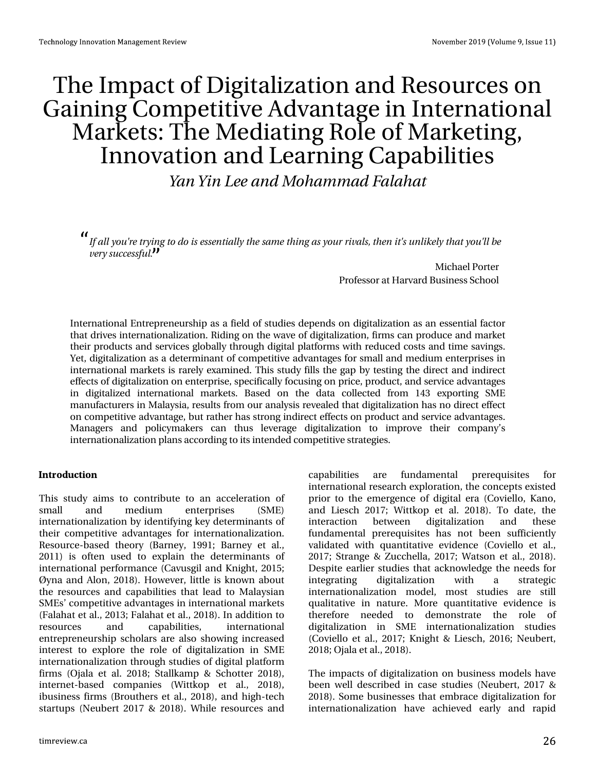# The Impact of Digitalization and Resources on Gaining Competitive Advantage in International Markets: The Mediating Role of Marketing, Innovation and Learning Capabilities

*Yan Yin Lee and Mohammad Falahat*

> *"If all you're trying to do is essentially the same thing as your rivals, then it's unlikely that you'll be very successful."*
>
> Michael Porter
> Professor at Harvard Business School

International Entrepreneurship as a field of studies depends on digitalization as an essential factor that drives internationalization. Riding on the wave of digitalization, firms can produce and market their products and services globally through digital platforms with reduced costs and time savings. Yet, digitalization as a determinant of competitive advantages for small and medium enterprises in international markets is rarely examined. This study fills the gap by testing the direct and indirect effects of digitalization on enterprise, specifically focusing on price, product, and service advantages in digitalized international markets. Based on the data collected from 143 exporting SME manufacturers in Malaysia, results from our analysis revealed that digitalization has no direct effect on competitive advantage, but rather has strong indirect effects on product and service advantages. Managers and policymakers can thus leverage digitalization to improve their company's internationalization plans according to its intended competitive strategies.

## Introduction

This study aims to contribute to an acceleration of small and medium enterprises (SME) internationalization by identifying key determinants of their competitive advantages for internationalization. Resource-based theory (Barney, 1991; Barney et al., 2011) is often used to explain the determinants of international performance (Cavusgil and Knight, 2015; Øyna and Alon, 2018). However, little is known about the resources and capabilities that lead to Malaysian SMEs' competitive advantages in international markets (Falahat et al., 2013; Falahat et al., 2018). In addition to resources and capabilities, international entrepreneurship scholars are also showing increased interest to explore the role of digitalization in SME internationalization through studies of digital platform firms (Ojala et al. 2018; Stallkamp & Schotter 2018), internet-based companies (Wittkop et al., 2018), ibusiness firms (Brouthers et al., 2018), and high-tech startups (Neubert 2017 & 2018). While resources and capabilities are fundamental prerequisites for international research exploration, the concepts existed prior to the emergence of digital era (Coviello, Kano, and Liesch 2017; Wittkop et al. 2018). To date, the interaction between digitalization and these fundamental prerequisites has not been sufficiently validated with quantitative evidence (Coviello et al., 2017; Strange & Zucchella, 2017; Watson et al., 2018). Despite earlier studies that acknowledge the needs for integrating digitalization with a strategic internationalization model, most studies are still qualitative in nature. More quantitative evidence is therefore needed to demonstrate the role of digitalization in SME internationalization studies (Coviello et al., 2017; Knight & Liesch, 2016; Neubert, 2018; Ojala et al., 2018).

The impacts of digitalization on business models have been well described in case studies (Neubert, 2017 & 2018). Some businesses that embrace digitalization for internationalization have achieved early and rapid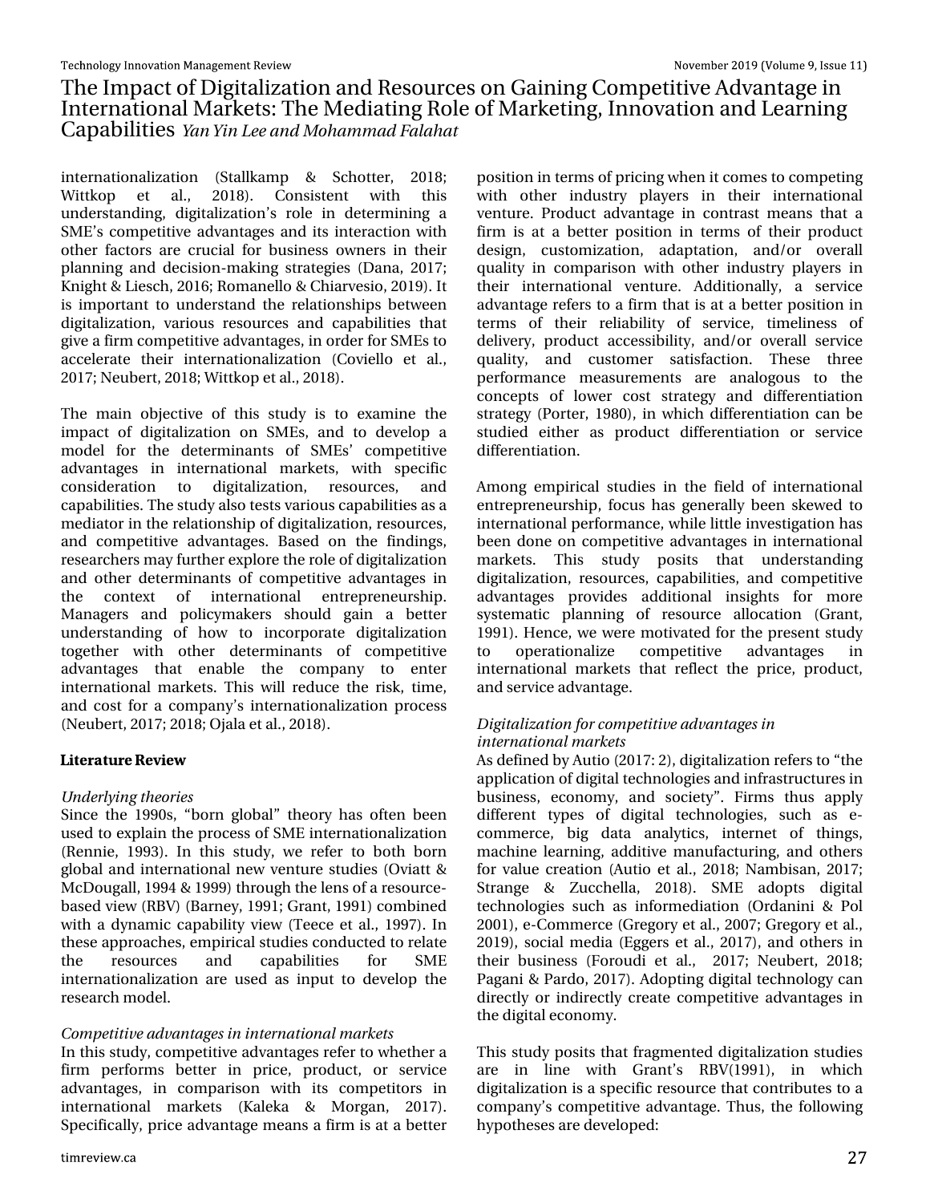internationalization (Stallkamp & Schotter, 2018; Wittkop et al., 2018). Consistent with this understanding, digitalization's role in determining a SME's competitive advantages and its interaction with other factors are crucial for business owners in their planning and decision-making strategies (Dana, 2017; Knight & Liesch, 2016; Romanello & Chiarvesio, 2019). It is important to understand the relationships between digitalization, various resources and capabilities that give a firm competitive advantages, in order for SMEs to accelerate their internationalization (Coviello et al., 2017; Neubert, 2018; Wittkop et al., 2018).

The main objective of this study is to examine the impact of digitalization on SMEs, and to develop a model for the determinants of SMEs' competitive advantages in international markets, with specific consideration to digitalization, resources, and capabilities. The study also tests various capabilities as a mediator in the relationship of digitalization, resources, and competitive advantages. Based on the findings, researchers may further explore the role of digitalization and other determinants of competitive advantages in the context of international entrepreneurship. Managers and policymakers should gain a better understanding of how to incorporate digitalization together with other determinants of competitive advantages that enable the company to enter international markets. This will reduce the risk, time, and cost for a company's internationalization process (Neubert, 2017; 2018; Ojala et al., 2018).

## Literature Review

### *Underlying theories*

Since the 1990s, "born global" theory has often been used to explain the process of SME internationalization (Rennie, 1993). In this study, we refer to both born global and international new venture studies (Oviatt & McDougall, 1994 & 1999) through the lens of a resource-based view (RBV) (Barney, 1991; Grant, 1991) combined with a dynamic capability view (Teece et al., 1997). In these approaches, empirical studies conducted to relate the resources and capabilities for SME internationalization are used as input to develop the research model.

### *Competitive advantages in international markets*

In this study, competitive advantages refer to whether a firm performs better in price, product, or service advantages, in comparison with its competitors in international markets (Kaleka & Morgan, 2017). Specifically, price advantage means a firm is at a better position in terms of pricing when it comes to competing with other industry players in their international venture. Product advantage in contrast means that a firm is at a better position in terms of their product design, customization, adaptation, and/or overall quality in comparison with other industry players in their international venture. Additionally, a service advantage refers to a firm that is at a better position in terms of their reliability of service, timeliness of delivery, product accessibility, and/or overall service quality, and customer satisfaction. These three performance measurements are analogous to the concepts of lower cost strategy and differentiation strategy (Porter, 1980), in which differentiation can be studied either as product differentiation or service differentiation.

Among empirical studies in the field of international entrepreneurship, focus has generally been skewed to international performance, while little investigation has been done on competitive advantages in international markets. This study posits that understanding digitalization, resources, capabilities, and competitive advantages provides additional insights for more systematic planning of resource allocation (Grant, 1991). Hence, we were motivated for the present study to operationalize competitive advantages in international markets that reflect the price, product, and service advantage.

### *Digitalization for competitive advantages in international markets*

As defined by Autio (2017: 2), digitalization refers to "the application of digital technologies and infrastructures in business, economy, and society". Firms thus apply different types of digital technologies, such as e-commerce, big data analytics, internet of things, machine learning, additive manufacturing, and others for value creation (Autio et al., 2018; Nambisan, 2017; Strange & Zucchella, 2018). SME adopts digital technologies such as informediation (Ordanini & Pol 2001), e-Commerce (Gregory et al., 2007; Gregory et al., 2019), social media (Eggers et al., 2017), and others in their business (Foroudi et al., 2017; Neubert, 2018; Pagani & Pardo, 2017). Adopting digital technology can directly or indirectly create competitive advantages in the digital economy.

This study posits that fragmented digitalization studies are in line with Grant's RBV(1991), in which digitalization is a specific resource that contributes to a company's competitive advantage. Thus, the following hypotheses are developed: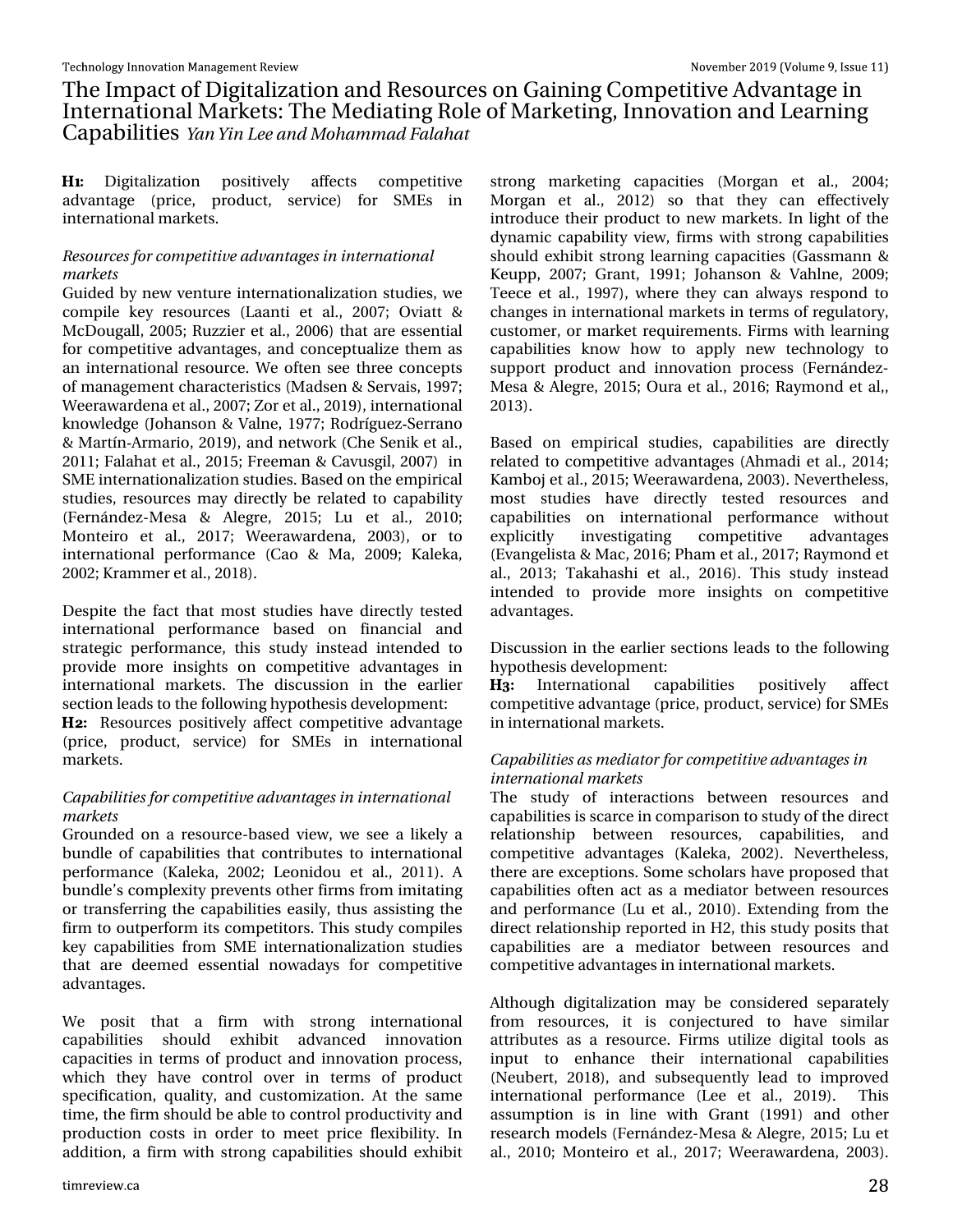**H1:** Digitalization positively affects competitive advantage (price, product, service) for SMEs in international markets.

*Resources for competitive advantages in international markets*

Guided by new venture internationalization studies, we compile key resources (Laanti et al., 2007; Oviatt & McDougall, 2005; Ruzzier et al., 2006) that are essential for competitive advantages, and conceptualize them as an international resource. We often see three concepts of management characteristics (Madsen & Servais, 1997; Weerawardena et al., 2007; Zor et al., 2019), international knowledge (Johanson & Valne, 1977; Rodríguez-Serrano & Martín-Armario, 2019), and network (Che Senik et al., 2011; Falahat et al., 2015; Freeman & Cavusgil, 2007) in SME internationalization studies. Based on the empirical studies, resources may directly be related to capability (Fernández-Mesa & Alegre, 2015; Lu et al., 2010; Monteiro et al., 2017; Weerawardena, 2003), or to international performance (Cao & Ma, 2009; Kaleka, 2002; Krammer et al., 2018).

Despite the fact that most studies have directly tested international performance based on financial and strategic performance, this study instead intended to provide more insights on competitive advantages in international markets. The discussion in the earlier section leads to the following hypothesis development:

**H2:** Resources positively affect competitive advantage (price, product, service) for SMEs in international markets.

*Capabilities for competitive advantages in international markets*

Grounded on a resource-based view, we see a likely a bundle of capabilities that contributes to international performance (Kaleka, 2002; Leonidou et al., 2011). A bundle's complexity prevents other firms from imitating or transferring the capabilities easily, thus assisting the firm to outperform its competitors. This study compiles key capabilities from SME internationalization studies that are deemed essential nowadays for competitive advantages.

We posit that a firm with strong international capabilities should exhibit advanced innovation capacities in terms of product and innovation process, which they have control over in terms of product specification, quality, and customization. At the same time, the firm should be able to control productivity and production costs in order to meet price flexibility. In addition, a firm with strong capabilities should exhibit strong marketing capacities (Morgan et al., 2004; Morgan et al., 2012) so that they can effectively introduce their product to new markets. In light of the dynamic capability view, firms with strong capabilities should exhibit strong learning capacities (Gassmann & Keupp, 2007; Grant, 1991; Johanson & Vahlne, 2009; Teece et al., 1997), where they can always respond to changes in international markets in terms of regulatory, customer, or market requirements. Firms with learning capabilities know how to apply new technology to support product and innovation process (Fernández-Mesa & Alegre, 2015; Oura et al., 2016; Raymond et al,, 2013).

Based on empirical studies, capabilities are directly related to competitive advantages (Ahmadi et al., 2014; Kamboj et al., 2015; Weerawardena, 2003). Nevertheless, most studies have directly tested resources and capabilities on international performance without explicitly investigating competitive advantages (Evangelista & Mac, 2016; Pham et al., 2017; Raymond et al., 2013; Takahashi et al., 2016). This study instead intended to provide more insights on competitive advantages.

Discussion in the earlier sections leads to the following hypothesis development:

**H3:** International capabilities positively affect competitive advantage (price, product, service) for SMEs in international markets.

*Capabilities as mediator for competitive advantages in international markets*

The study of interactions between resources and capabilities is scarce in comparison to study of the direct relationship between resources, capabilities, and competitive advantages (Kaleka, 2002). Nevertheless, there are exceptions. Some scholars have proposed that capabilities often act as a mediator between resources and performance (Lu et al., 2010). Extending from the direct relationship reported in H2, this study posits that capabilities are a mediator between resources and competitive advantages in international markets.

Although digitalization may be considered separately from resources, it is conjectured to have similar attributes as a resource. Firms utilize digital tools as input to enhance their international capabilities (Neubert, 2018), and subsequently lead to improved international performance (Lee et al., 2019). This assumption is in line with Grant (1991) and other research models (Fernández-Mesa & Alegre, 2015; Lu et al., 2010; Monteiro et al., 2017; Weerawardena, 2003).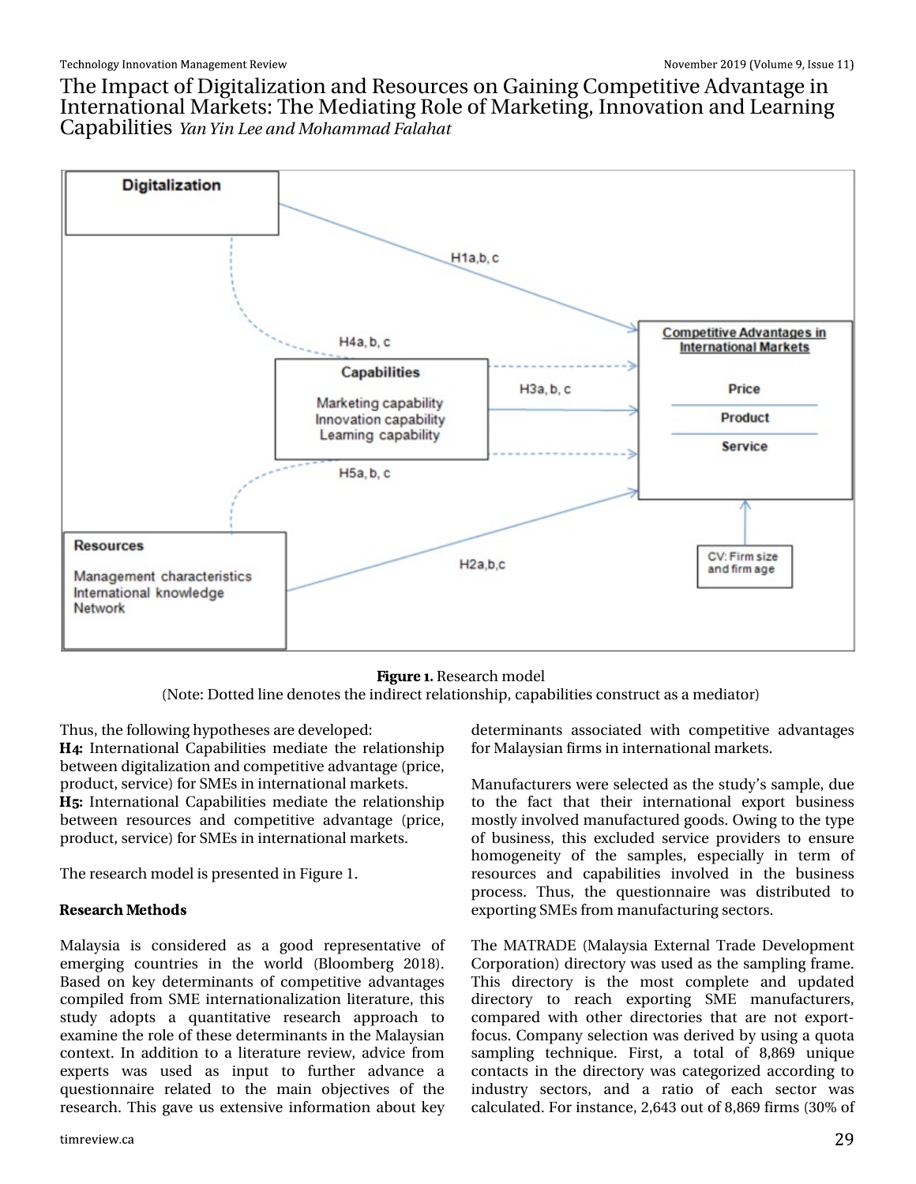Figure 1. Research model
(Note: Dotted line denotes the indirect relationship, capabilities construct as a mediator)

Thus, the following hypotheses are developed:

**H4:** International Capabilities mediate the relationship between digitalization and competitive advantage (price, product, service) for SMEs in international markets.

**H5:** International Capabilities mediate the relationship between resources and competitive advantage (price, product, service) for SMEs in international markets.

The research model is presented in Figure 1.

## Research Methods

Malaysia is considered as a good representative of emerging countries in the world (Bloomberg 2018). Based on key determinants of competitive advantages compiled from SME internationalization literature, this study adopts a quantitative research approach to examine the role of these determinants in the Malaysian context. In addition to a literature review, advice from experts was used as input to further advance a questionnaire related to the main objectives of the research. This gave us extensive information about key determinants associated with competitive advantages for Malaysian firms in international markets.

Manufacturers were selected as the study's sample, due to the fact that their international export business mostly involved manufactured goods. Owing to the type of business, this excluded service providers to ensure homogeneity of the samples, especially in term of resources and capabilities involved in the business process. Thus, the questionnaire was distributed to exporting SMEs from manufacturing sectors.

The MATRADE (Malaysia External Trade Development Corporation) directory was used as the sampling frame. This directory is the most complete and updated directory to reach exporting SME manufacturers, compared with other directories that are not export-focus. Company selection was derived by using a quota sampling technique. First, a total of 8,869 unique contacts in the directory was categorized according to industry sectors, and a ratio of each sector was calculated. For instance, 2,643 out of 8,869 firms (30% of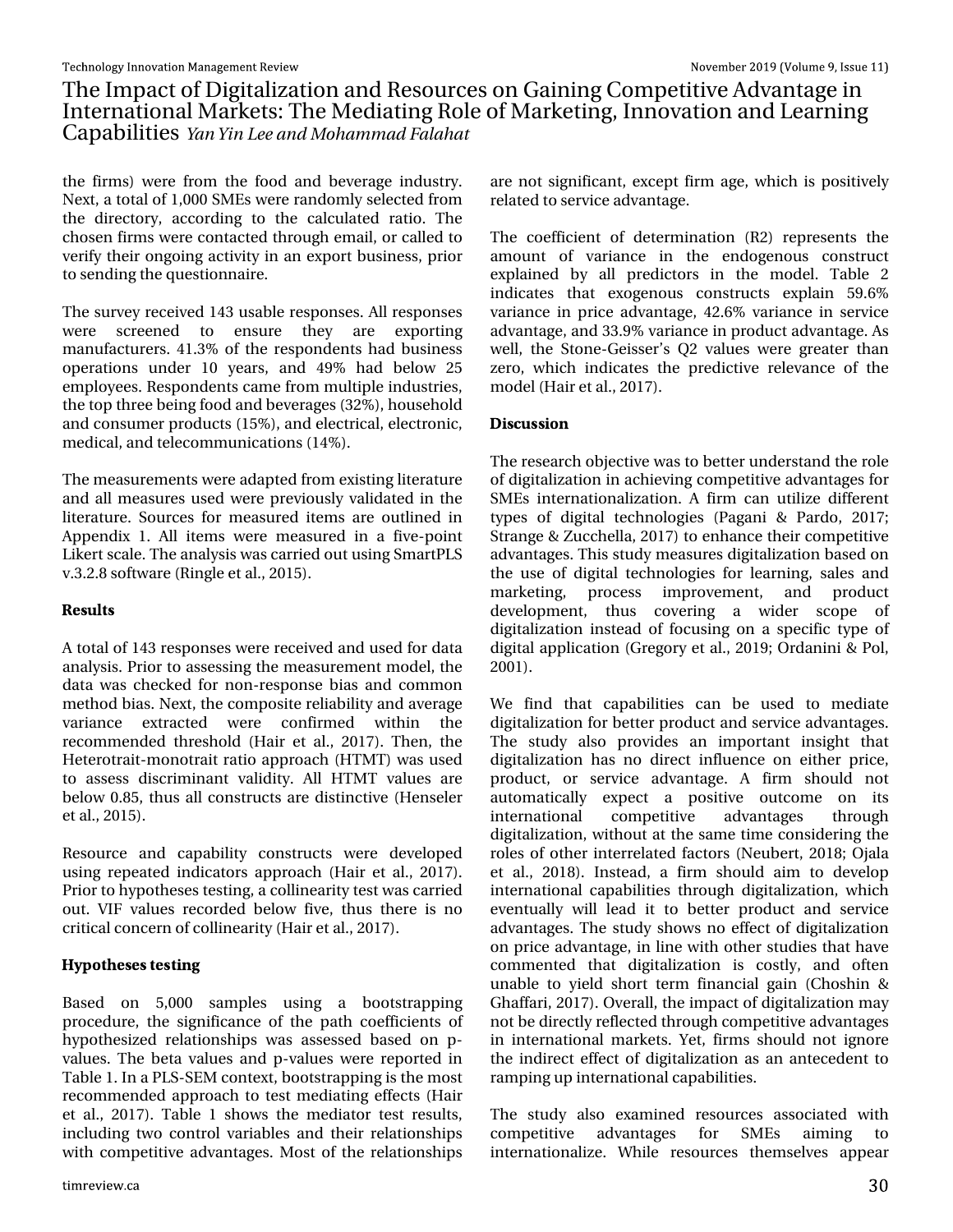the firms) were from the food and beverage industry. Next, a total of 1,000 SMEs were randomly selected from the directory, according to the calculated ratio. The chosen firms were contacted through email, or called to verify their ongoing activity in an export business, prior to sending the questionnaire.

The survey received 143 usable responses. All responses were screened to ensure they are exporting manufacturers. 41.3% of the respondents had business operations under 10 years, and 49% had below 25 employees. Respondents came from multiple industries, the top three being food and beverages (32%), household and consumer products (15%), and electrical, electronic, medical, and telecommunications (14%).

The measurements were adapted from existing literature and all measures used were previously validated in the literature. Sources for measured items are outlined in Appendix 1. All items were measured in a five-point Likert scale. The analysis was carried out using SmartPLS v.3.2.8 software (Ringle et al., 2015).

### Results

A total of 143 responses were received and used for data analysis. Prior to assessing the measurement model, the data was checked for non-response bias and common method bias. Next, the composite reliability and average variance extracted were confirmed within the recommended threshold (Hair et al., 2017). Then, the Heterotrait-monotrait ratio approach (HTMT) was used to assess discriminant validity. All HTMT values are below 0.85, thus all constructs are distinctive (Henseler et al., 2015).

Resource and capability constructs were developed using repeated indicators approach (Hair et al., 2017). Prior to hypotheses testing, a collinearity test was carried out. VIF values recorded below five, thus there is no critical concern of collinearity (Hair et al., 2017).

### Hypotheses testing

Based on 5,000 samples using a bootstrapping procedure, the significance of the path coefficients of hypothesized relationships was assessed based on p-values. The beta values and p-values were reported in Table 1. In a PLS-SEM context, bootstrapping is the most recommended approach to test mediating effects (Hair et al., 2017). Table 1 shows the mediator test results, including two control variables and their relationships with competitive advantages. Most of the relationships are not significant, except firm age, which is positively related to service advantage.

The coefficient of determination (R2) represents the amount of variance in the endogenous construct explained by all predictors in the model. Table 2 indicates that exogenous constructs explain 59.6% variance in price advantage, 42.6% variance in service advantage, and 33.9% variance in product advantage. As well, the Stone-Geisser's Q2 values were greater than zero, which indicates the predictive relevance of the model (Hair et al., 2017).

### Discussion

The research objective was to better understand the role of digitalization in achieving competitive advantages for SMEs internationalization. A firm can utilize different types of digital technologies (Pagani & Pardo, 2017; Strange & Zucchella, 2017) to enhance their competitive advantages. This study measures digitalization based on the use of digital technologies for learning, sales and marketing, process improvement, and product development, thus covering a wider scope of digitalization instead of focusing on a specific type of digital application (Gregory et al., 2019; Ordanini & Pol, 2001).

We find that capabilities can be used to mediate digitalization for better product and service advantages. The study also provides an important insight that digitalization has no direct influence on either price, product, or service advantage. A firm should not automatically expect a positive outcome on its international competitive advantages through digitalization, without at the same time considering the roles of other interrelated factors (Neubert, 2018; Ojala et al., 2018). Instead, a firm should aim to develop international capabilities through digitalization, which eventually will lead it to better product and service advantages. The study shows no effect of digitalization on price advantage, in line with other studies that have commented that digitalization is costly, and often unable to yield short term financial gain (Choshin & Ghaffari, 2017). Overall, the impact of digitalization may not be directly reflected through competitive advantages in international markets. Yet, firms should not ignore the indirect effect of digitalization as an antecedent to ramping up international capabilities.

The study also examined resources associated with competitive advantages for SMEs aiming to internationalize. While resources themselves appear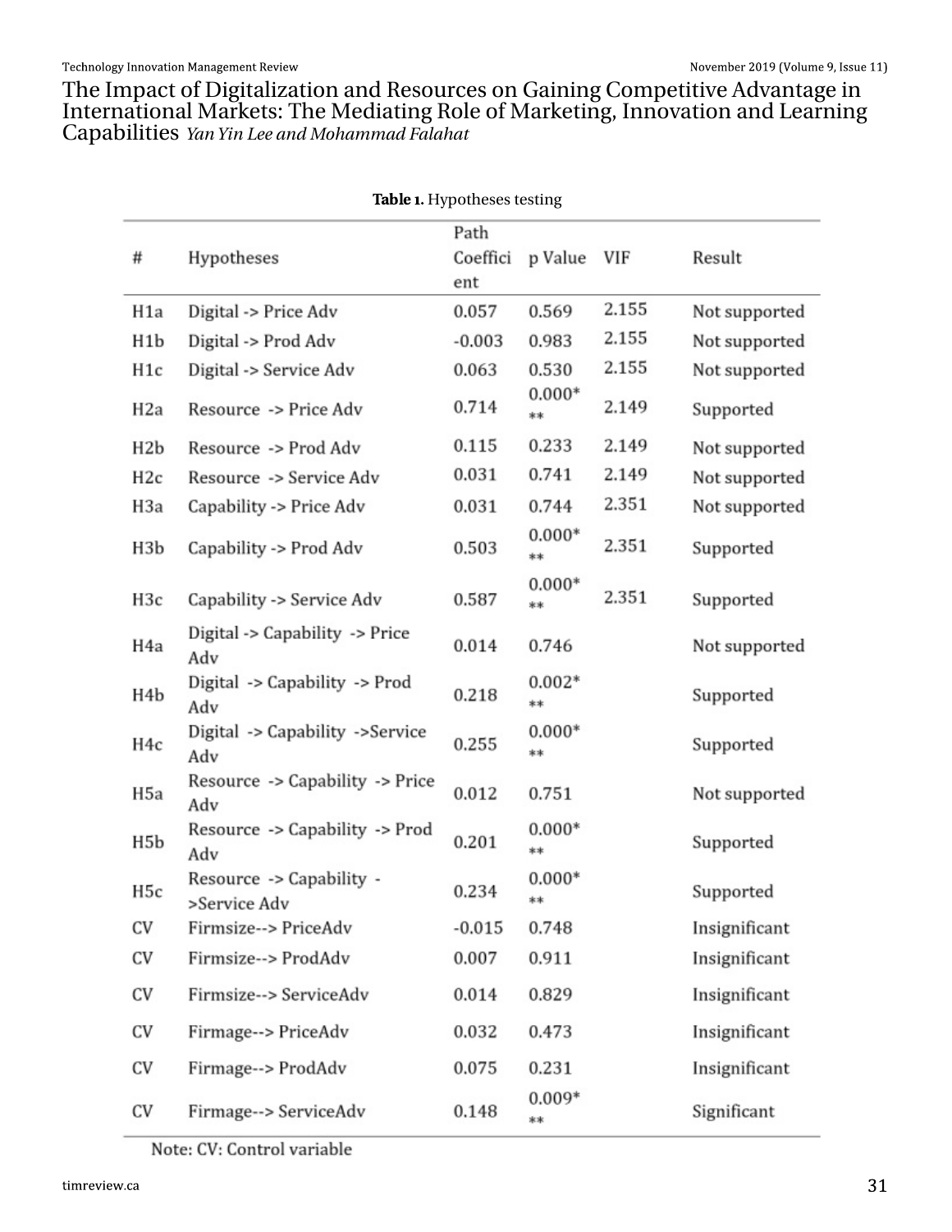**Table 1.** Hypotheses testing

| # | Hypotheses | Path Coefficient | p Value | VIF | Result |
|---|---|---|---|---|---|
| H1a | Digital -> Price Adv | 0.057 | 0.569 | 2.155 | Not supported |
| H1b | Digital -> Prod Adv | -0.003 | 0.983 | 2.155 | Not supported |
| H1c | Digital -> Service Adv | 0.063 | 0.530 | 2.155 | Not supported |
| H2a | Resource -> Price Adv | 0.714 | 0.000*** | 2.149 | Supported |
| H2b | Resource -> Prod Adv | 0.115 | 0.233 | 2.149 | Not supported |
| H2c | Resource -> Service Adv | 0.031 | 0.741 | 2.149 | Not supported |
| H3a | Capability -> Price Adv | 0.031 | 0.744 | 2.351 | Not supported |
| H3b | Capability -> Prod Adv | 0.503 | 0.000*** | 2.351 | Supported |
| H3c | Capability -> Service Adv | 0.587 | 0.000*** | 2.351 | Supported |
| H4a | Digital -> Capability -> Price Adv | 0.014 | 0.746 | | Not supported |
| H4b | Digital -> Capability -> Prod Adv | 0.218 | 0.002*** | | Supported |
| H4c | Digital -> Capability ->Service Adv | 0.255 | 0.000*** | | Supported |
| H5a | Resource -> Capability -> Price Adv | 0.012 | 0.751 | | Not supported |
| H5b | Resource -> Capability -> Prod Adv | 0.201 | 0.000*** | | Supported |
| H5c | Resource -> Capability ->Service Adv | 0.234 | 0.000*** | | Supported |
| CV | Firmsize--> PriceAdv | -0.015 | 0.748 | | Insignificant |
| CV | Firmsize--> ProdAdv | 0.007 | 0.911 | | Insignificant |
| CV | Firmsize--> ServiceAdv | 0.014 | 0.829 | | Insignificant |
| CV | Firmage--> PriceAdv | 0.032 | 0.473 | | Insignificant |
| CV | Firmage--> ProdAdv | 0.075 | 0.231 | | Insignificant |
| CV | Firmage--> ServiceAdv | 0.148 | 0.009*** | | Significant |

Note: CV: Control variable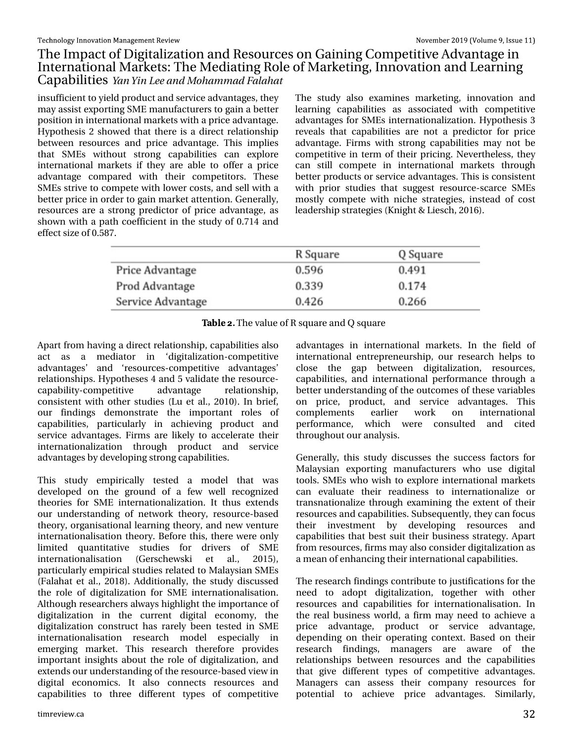insufficient to yield product and service advantages, they may assist exporting SME manufacturers to gain a better position in international markets with a price advantage. Hypothesis 2 showed that there is a direct relationship between resources and price advantage. This implies that SMEs without strong capabilities can explore international markets if they are able to offer a price advantage compared with their competitors. These SMEs strive to compete with lower costs, and sell with a better price in order to gain market attention. Generally, resources are a strong predictor of price advantage, as shown with a path coefficient in the study of 0.714 and effect size of 0.587.

The study also examines marketing, innovation and learning capabilities as associated with competitive advantages for SMEs internationalization. Hypothesis 3 reveals that capabilities are not a predictor for price advantage. Firms with strong capabilities may not be competitive in term of their pricing. Nevertheless, they can still compete in international markets through better products or service advantages. This is consistent with prior studies that suggest resource-scarce SMEs mostly compete with niche strategies, instead of cost leadership strategies (Knight & Liesch, 2016).

| | R Square | Q Square |
|---|---|---|
| Price Advantage | 0.596 | 0.491 |
| Prod Advantage | 0.339 | 0.174 |
| Service Advantage | 0.426 | 0.266 |

**Table 2.** The value of R square and Q square

Apart from having a direct relationship, capabilities also act as a mediator in 'digitalization-competitive advantages' and 'resources-competitive advantages' relationships. Hypotheses 4 and 5 validate the resource-capability-competitive advantage relationship, consistent with other studies (Lu et al., 2010). In brief, our findings demonstrate the important roles of capabilities, particularly in achieving product and service advantages. Firms are likely to accelerate their internationalization through product and service advantages by developing strong capabilities.

This study empirically tested a model that was developed on the ground of a few well recognized theories for SME internationalization. It thus extends our understanding of network theory, resource-based theory, organisational learning theory, and new venture internationalisation theory. Before this, there were only limited quantitative studies for drivers of SME internationalisation (Gerschewski et al., 2015), particularly empirical studies related to Malaysian SMEs (Falahat et al., 2018). Additionally, the study discussed the role of digitalization for SME internationalisation. Although researchers always highlight the importance of digitalization in the current digital economy, the digitalization construct has rarely been tested in SME internationalisation research model especially in emerging market. This research therefore provides important insights about the role of digitalization, and extends our understanding of the resource-based view in digital economics. It also connects resources and capabilities to three different types of competitive advantages in international markets. In the field of international entrepreneurship, our research helps to close the gap between digitalization, resources, capabilities, and international performance through a better understanding of the outcomes of these variables on price, product, and service advantages. This complements earlier work on international performance, which were consulted and cited throughout our analysis.

Generally, this study discusses the success factors for Malaysian exporting manufacturers who use digital tools. SMEs who wish to explore international markets can evaluate their readiness to internationalize or transnationalize through examining the extent of their resources and capabilities. Subsequently, they can focus their investment by developing resources and capabilities that best suit their business strategy. Apart from resources, firms may also consider digitalization as a mean of enhancing their international capabilities.

The research findings contribute to justifications for the need to adopt digitalization, together with other resources and capabilities for internationalisation. In the real business world, a firm may need to achieve a price advantage, product or service advantage, depending on their operating context. Based on their research findings, managers are aware of the relationships between resources and the capabilities that give different types of competitive advantages. Managers can assess their company resources for potential to achieve price advantages. Similarly,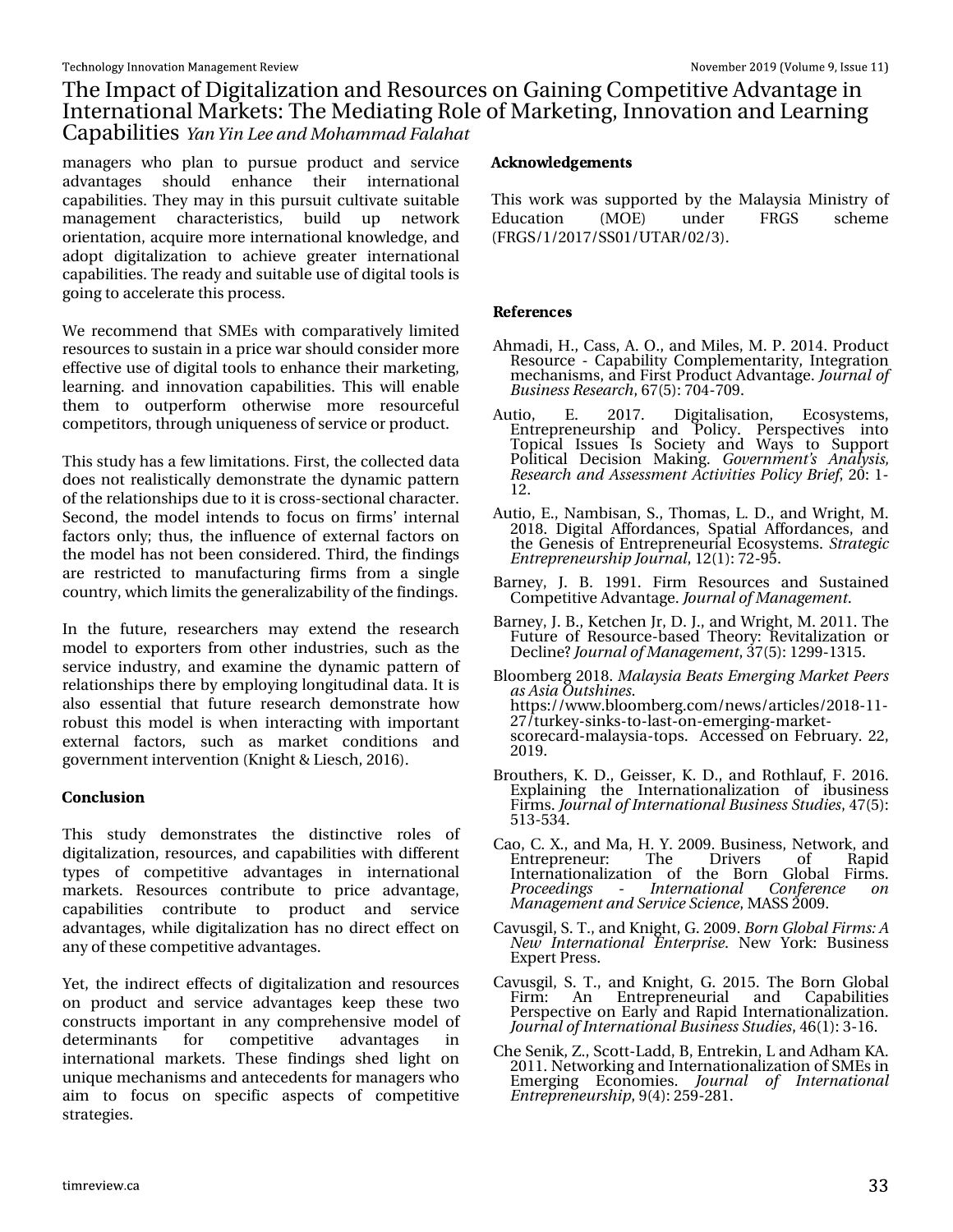managers who plan to pursue product and service advantages should enhance their international capabilities. They may in this pursuit cultivate suitable management characteristics, build up network orientation, acquire more international knowledge, and adopt digitalization to achieve greater international capabilities. The ready and suitable use of digital tools is going to accelerate this process.

We recommend that SMEs with comparatively limited resources to sustain in a price war should consider more effective use of digital tools to enhance their marketing, learning. and innovation capabilities. This will enable them to outperform otherwise more resourceful competitors, through uniqueness of service or product.

This study has a few limitations. First, the collected data does not realistically demonstrate the dynamic pattern of the relationships due to it is cross-sectional character. Second, the model intends to focus on firms' internal factors only; thus, the influence of external factors on the model has not been considered. Third, the findings are restricted to manufacturing firms from a single country, which limits the generalizability of the findings.

In the future, researchers may extend the research model to exporters from other industries, such as the service industry, and examine the dynamic pattern of relationships there by employing longitudinal data. It is also essential that future research demonstrate how robust this model is when interacting with important external factors, such as market conditions and government intervention (Knight & Liesch, 2016).

## Conclusion

This study demonstrates the distinctive roles of digitalization, resources, and capabilities with different types of competitive advantages in international markets. Resources contribute to price advantage, capabilities contribute to product and service advantages, while digitalization has no direct effect on any of these competitive advantages.

Yet, the indirect effects of digitalization and resources on product and service advantages keep these two constructs important in any comprehensive model of determinants for competitive advantages in international markets. These findings shed light on unique mechanisms and antecedents for managers who aim to focus on specific aspects of competitive strategies.

## Acknowledgements

This work was supported by the Malaysia Ministry of Education (MOE) under FRGS scheme (FRGS/1/2017/SS01/UTAR/02/3).

## References

Ahmadi, H., Cass, A. O., and Miles, M. P. 2014. Product Resource - Capability Complementarity, Integration mechanisms, and First Product Advantage. *Journal of Business Research*, 67(5): 704-709.

Autio, E. 2017. Digitalisation, Ecosystems, Entrepreneurship and Policy. Perspectives into Topical Issues Is Society and Ways to Support Political Decision Making. *Government's Analysis, Research and Assessment Activities Policy Brief*, 20: 1-12.

Autio, E., Nambisan, S., Thomas, L. D., and Wright, M. 2018. Digital Affordances, Spatial Affordances, and the Genesis of Entrepreneurial Ecosystems. *Strategic Entrepreneurship Journal*, 12(1): 72-95.

Barney, J. B. 1991. Firm Resources and Sustained Competitive Advantage. *Journal of Management*.

Barney, J. B., Ketchen Jr, D. J., and Wright, M. 2011. The Future of Resource-based Theory: Revitalization or Decline? *Journal of Management*, 37(5): 1299-1315.

Bloomberg 2018. *Malaysia Beats Emerging Market Peers as Asia Outshines*. https://www.bloomberg.com/news/articles/2018-11-27/turkey-sinks-to-last-on-emerging-market-scorecard-malaysia-tops. Accessed on February. 22, 2019.

Brouthers, K. D., Geisser, K. D., and Rothlauf, F. 2016. Explaining the Internationalization of ibusiness Firms. *Journal of International Business Studies*, 47(5): 513-534.

Cao, C. X., and Ma, H. Y. 2009. Business, Network, and Entrepreneur: The Drivers of Rapid Internationalization of the Born Global Firms. *Proceedings - International Conference on Management and Service Science*, MASS 2009.

Cavusgil, S. T., and Knight, G. 2009. *Born Global Firms: A New International Enterprise*. New York: Business Expert Press.

Cavusgil, S. T., and Knight, G. 2015. The Born Global Firm: An Entrepreneurial and Capabilities Perspective on Early and Rapid Internationalization. *Journal of International Business Studies*, 46(1): 3-16.

Che Senik, Z., Scott-Ladd, B, Entrekin, L and Adham KA. 2011. Networking and Internationalization of SMEs in Emerging Economies. *Journal of International Entrepreneurship*, 9(4): 259-281.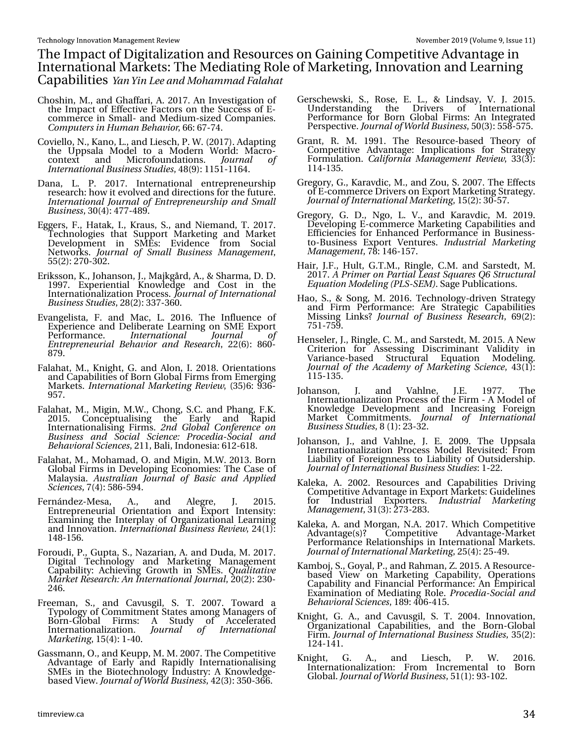Choshin, M., and Ghaffari, A. 2017. An Investigation of the Impact of Effective Factors on the Success of E-commerce in Small- and Medium-sized Companies. *Computers in Human Behavior*, 66: 67-74.

Coviello, N., Kano, L., and Liesch, P. W. (2017). Adapting the Uppsala Model to a Modern World: Macro-context and Microfoundations. *Journal of International Business Studies*, 48(9): 1151-1164.

Dana, L. P. 2017. International entrepreneurship research: how it evolved and directions for the future. *International Journal of Entrepreneurship and Small Business*, 30(4): 477-489.

Eggers, F., Hatak, I., Kraus, S., and Niemand, T. 2017. Technologies that Support Marketing and Market Development in SMEs: Evidence from Social Networks. *Journal of Small Business Management*, 55(2): 270-302.

Eriksson, K., Johanson, J., Majkgård, A., & Sharma, D. D. 1997. Experiential Knowledge and Cost in the Internationalization Process. *Journal of International Business Studies*, 28(2): 337-360.

Evangelista, F. and Mac, L. 2016. The Influence of Experience and Deliberate Learning on SME Export Performance. *International Journal of Entrepreneurial Behavior and Research*, 22(6): 860-879.

Falahat, M., Knight, G. and Alon, I. 2018. Orientations and Capabilities of Born Global Firms from Emerging Markets. *International Marketing Review*, (35)6: 936-957.

Falahat, M., Migin, M.W., Chong, S.C. and Phang, F.K. 2015. Conceptualising the Early and Rapid Internationalising Firms. *2nd Global Conference on Business and Social Science: Procedia-Social and Behavioral Sciences*, 211, Bali, Indonesia: 612-618.

Falahat, M., Mohamad, O. and Migin, M.W. 2013. Born Global Firms in Developing Economies: The Case of Malaysia. *Australian Journal of Basic and Applied Sciences*, 7(4): 586-594.

Fernández-Mesa, A., and Alegre, J. 2015. Entrepreneurial Orientation and Export Intensity: Examining the Interplay of Organizational Learning and Innovation. *International Business Review*, 24(1): 148-156.

Foroudi, P., Gupta, S., Nazarian, A. and Duda, M. 2017. Digital Technology and Marketing Management Capability: Achieving Growth in SMEs. *Qualitative Market Research: An International Journal*, 20(2): 230-246.

Freeman, S., and Cavusgil, S. T. 2007. Toward a Typology of Commitment States among Managers of Born-Global Firms: A Study of Accelerated Internationalization. *Journal of International Marketing*, 15(4): 1-40.

Gassmann, O., and Keupp, M. M. 2007. The Competitive Advantage of Early and Rapidly Internationalising SMEs in the Biotechnology Industry: A Knowledge-based View. *Journal of World Business*, 42(3): 350-366.

Gerschewski, S., Rose, E. L., & Lindsay, V. J. 2015. Understanding the Drivers of International Performance for Born Global Firms: An Integrated Perspective. *Journal of World Business*, 50(3): 558-575.

Grant, R. M. 1991. The Resource-based Theory of Competitive Advantage: Implications for Strategy Formulation. *California Management Review*, 33(3): 114-135.

Gregory, G., Karavdic, M., and Zou, S. 2007. The Effects of E-commerce Drivers on Export Marketing Strategy. *Journal of International Marketing*, 15(2): 30-57.

Gregory, G. D., Ngo, L. V., and Karavdic, M. 2019. Developing E-commerce Marketing Capabilities and Efficiencies for Enhanced Performance in Business-to-Business Export Ventures. *Industrial Marketing Management*, 78: 146-157.

Hair, J.F., Hult, G.T.M., Ringle, C.M. and Sarstedt, M. 2017. *A Primer on Partial Least Squares Q6 Structural Equation Modeling (PLS-SEM)*. Sage Publications.

Hao, S., & Song, M. 2016. Technology-driven Strategy and Firm Performance: Are Strategic Capabilities Missing Links? *Journal of Business Research*, 69(2): 751-759.

Henseler, J., Ringle, C. M., and Sarstedt, M. 2015. A New Criterion for Assessing Discriminant Validity in Variance-based Structural Equation Modeling. *Journal of the Academy of Marketing Science*, 43(1): 115-135.

Johanson, J. and Vahlne, J.E. 1977. The Internationalization Process of the Firm - A Model of Knowledge Development and Increasing Foreign Market Commitments. *Journal of International Business Studies*, 8 (1): 23-32.

Johanson, J., and Vahlne, J. E. 2009. The Uppsala Internationalization Process Model Revisited: From Liability of Foreignness to Liability of Outsidership. *Journal of International Business Studies*: 1-22.

Kaleka, A. 2002. Resources and Capabilities Driving Competitive Advantage in Export Markets: Guidelines for Industrial Exporters. *Industrial Marketing Management*, 31(3): 273-283.

Kaleka, A. and Morgan, N.A. 2017. Which Competitive Advantage(s)? Competitive Advantage-Market Performance Relationships in International Markets. *Journal of International Marketing*, 25(4): 25-49.

Kamboj, S., Goyal, P., and Rahman, Z. 2015. A Resource-based View on Marketing Capability, Operations Capability and Financial Performance: An Empirical Examination of Mediating Role. *Procedia-Social and Behavioral Sciences*, 189: 406-415.

Knight, G. A., and Cavusgil, S. T. 2004. Innovation, Organizational Capabilities, and the Born-Global Firm. *Journal of International Business Studies*, 35(2): 124-141.

Knight, G. A., and Liesch, P. W. 2016. Internationalization: From Incremental to Born Global. *Journal of World Business*, 51(1): 93-102.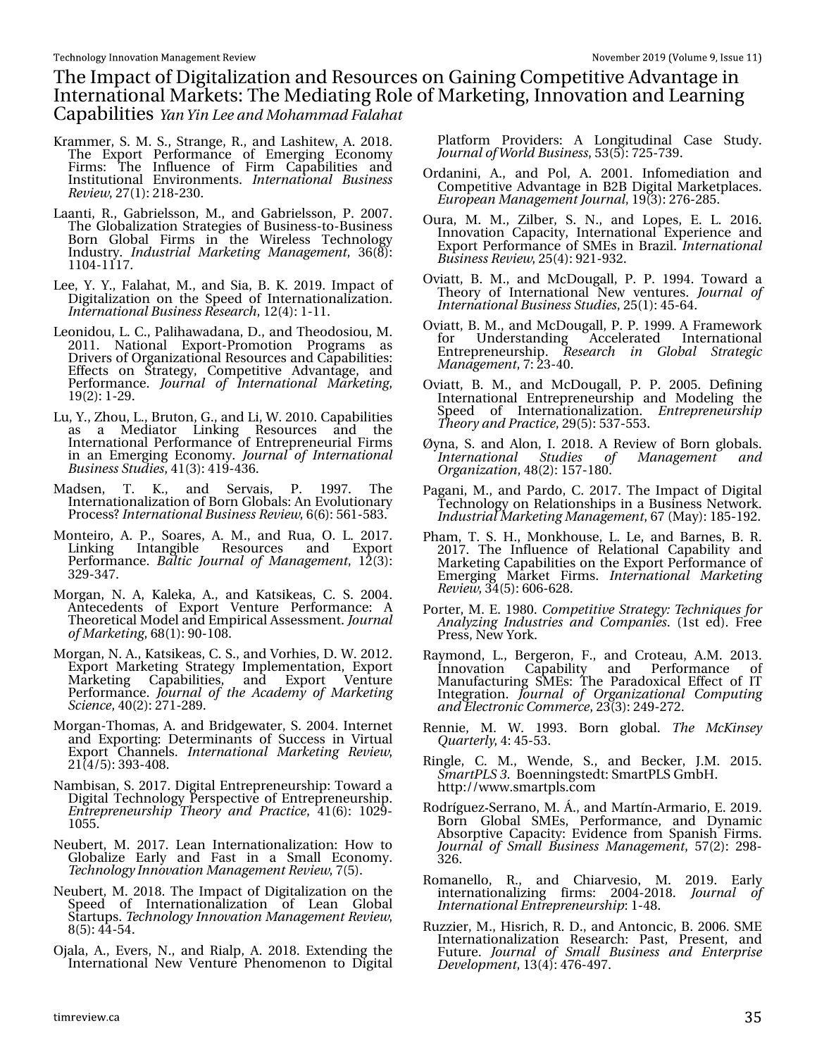Krammer, S. M. S., Strange, R., and Lashitew, A. 2018. The Export Performance of Emerging Economy Firms: The Influence of Firm Capabilities and Institutional Environments. *International Business Review*, 27(1): 218-230.

Laanti, R., Gabrielsson, M., and Gabrielsson, P. 2007. The Globalization Strategies of Business-to-Business Born Global Firms in the Wireless Technology Industry. *Industrial Marketing Management*, 36(8): 1104-1117.

Lee, Y. Y., Falahat, M., and Sia, B. K. 2019. Impact of Digitalization on the Speed of Internationalization. *International Business Research*, 12(4): 1-11.

Leonidou, L. C., Palihawadana, D., and Theodosiou, M. 2011. National Export-Promotion Programs as Drivers of Organizational Resources and Capabilities: Effects on Strategy, Competitive Advantage, and Performance. *Journal of International Marketing*, 19(2): 1-29.

Lu, Y., Zhou, L., Bruton, G., and Li, W. 2010. Capabilities as a Mediator Linking Resources and the International Performance of Entrepreneurial Firms in an Emerging Economy. *Journal of International Business Studies*, 41(3): 419-436.

Madsen, T. K., and Servais, P. 1997. The Internationalization of Born Globals: An Evolutionary Process? *International Business Review*, 6(6): 561-583.

Monteiro, A. P., Soares, A. M., and Rua, O. L. 2017. Linking Intangible Resources and Export Performance. *Baltic Journal of Management*, 12(3): 329-347.

Morgan, N. A, Kaleka, A., and Katsikeas, C. S. 2004. Antecedents of Export Venture Performance: A Theoretical Model and Empirical Assessment. *Journal of Marketing*, 68(1): 90-108.

Morgan, N. A., Katsikeas, C. S., and Vorhies, D. W. 2012. Export Marketing Strategy Implementation, Export Marketing Capabilities, and Export Venture Performance. *Journal of the Academy of Marketing Science*, 40(2): 271-289.

Morgan-Thomas, A. and Bridgewater, S. 2004. Internet and Exporting: Determinants of Success in Virtual Export Channels. *International Marketing Review*, 21(4/5): 393-408.

Nambisan, S. 2017. Digital Entrepreneurship: Toward a Digital Technology Perspective of Entrepreneurship. *Entrepreneurship Theory and Practice*, 41(6): 1029-1055.

Neubert, M. 2017. Lean Internationalization: How to Globalize Early and Fast in a Small Economy. *Technology Innovation Management Review*, 7(5).

Neubert, M. 2018. The Impact of Digitalization on the Speed of Internationalization of Lean Global Startups. *Technology Innovation Management Review*, 8(5): 44-54.

Ojala, A., Evers, N., and Rialp, A. 2018. Extending the International New Venture Phenomenon to Digital Platform Providers: A Longitudinal Case Study. *Journal of World Business*, 53(5): 725-739.

Ordanini, A., and Pol, A. 2001. Infomediation and Competitive Advantage in B2B Digital Marketplaces. *European Management Journal*, 19(3): 276-285.

Oura, M. M., Zilber, S. N., and Lopes, E. L. 2016. Innovation Capacity, International Experience and Export Performance of SMEs in Brazil. *International Business Review*, 25(4): 921-932.

Oviatt, B. M., and McDougall, P. P. 1994. Toward a Theory of International New ventures. *Journal of International Business Studies*, 25(1): 45-64.

Oviatt, B. M., and McDougall, P. P. 1999. A Framework for Understanding Accelerated International Entrepreneurship. *Research in Global Strategic Management*, 7: 23-40.

Oviatt, B. M., and McDougall, P. P. 2005. Defining International Entrepreneurship and Modeling the Speed of Internationalization. *Entrepreneurship Theory and Practice*, 29(5): 537-553.

Øyna, S. and Alon, I. 2018. A Review of Born globals. *International Studies of Management and Organization*, 48(2): 157-180.

Pagani, M., and Pardo, C. 2017. The Impact of Digital Technology on Relationships in a Business Network. *Industrial Marketing Management*, 67 (May): 185-192.

Pham, T. S. H., Monkhouse, L. Le, and Barnes, B. R. 2017. The Influence of Relational Capability and Marketing Capabilities on the Export Performance of Emerging Market Firms. *International Marketing Review*, 34(5): 606-628.

Porter, M. E. 1980. *Competitive Strategy: Techniques for Analyzing Industries and Companies*. (1st ed). Free Press, New York.

Raymond, L., Bergeron, F., and Croteau, A.M. 2013. Innovation Capability and Performance of Manufacturing SMEs: The Paradoxical Effect of IT Integration. *Journal of Organizational Computing and Electronic Commerce*, 23(3): 249-272.

Rennie, M. W. 1993. Born global. *The McKinsey Quarterly*, 4: 45-53.

Ringle, C. M., Wende, S., and Becker, J.M. 2015. *SmartPLS 3*. Boenningstedt: SmartPLS GmbH. http://www.smartpls.com

Rodríguez-Serrano, M. Á., and Martín-Armario, E. 2019. Born Global SMEs, Performance, and Dynamic Absorptive Capacity: Evidence from Spanish Firms. *Journal of Small Business Management*, 57(2): 298-326.

Romanello, R., and Chiarvesio, M. 2019. Early internationalizing firms: 2004-2018. *Journal of International Entrepreneurship*: 1-48.

Ruzzier, M., Hisrich, R. D., and Antoncic, B. 2006. SME Internationalization Research: Past, Present, and Future. *Journal of Small Business and Enterprise Development*, 13(4): 476-497.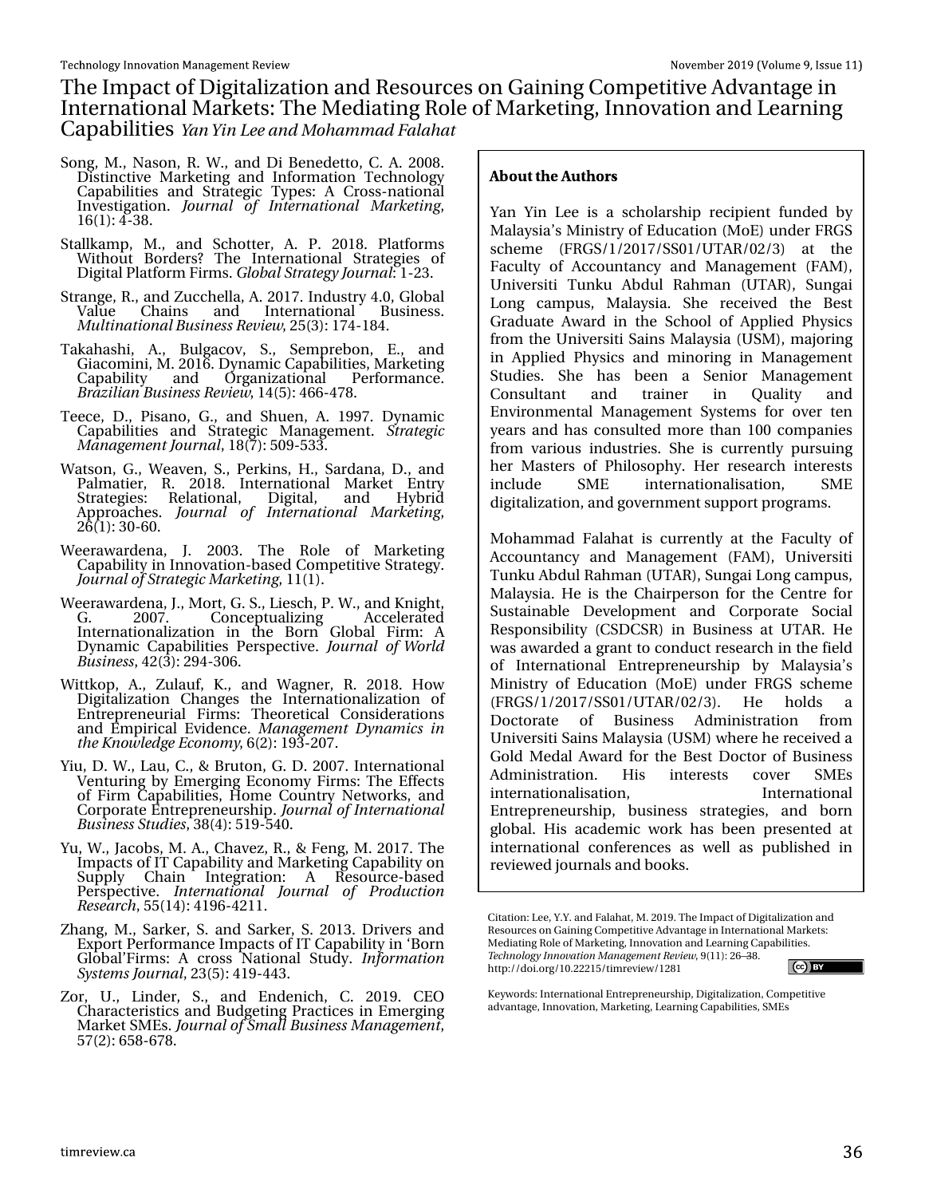Song, M., Nason, R. W., and Di Benedetto, C. A. 2008. Distinctive Marketing and Information Technology Capabilities and Strategic Types: A Cross-national Investigation. *Journal of International Marketing*, 16(1): 4-38.

Stallkamp, M., and Schotter, A. P. 2018. Platforms Without Borders? The International Strategies of Digital Platform Firms. *Global Strategy Journal*: 1-23.

Strange, R., and Zucchella, A. 2017. Industry 4.0, Global Value Chains and International Business. *Multinational Business Review*, 25(3): 174-184.

Takahashi, A., Bulgacov, S., Semprebon, E., and Giacomini, M. 2016. Dynamic Capabilities, Marketing Capability and Organizational Performance. *Brazilian Business Review*, 14(5): 466-478.

Teece, D., Pisano, G., and Shuen, A. 1997. Dynamic Capabilities and Strategic Management. *Strategic Management Journal*, 18(7): 509-533.

Watson, G., Weaven, S., Perkins, H., Sardana, D., and Palmatier, R. 2018. International Market Entry Strategies: Relational, Digital, and Hybrid Approaches. *Journal of International Marketing*, 26(1): 30-60.

Weerawardena, J. 2003. The Role of Marketing Capability in Innovation-based Competitive Strategy. *Journal of Strategic Marketing*, 11(1).

Weerawardena, J., Mort, G. S., Liesch, P. W., and Knight, G. 2007. Conceptualizing Accelerated Internationalization in the Born Global Firm: A Dynamic Capabilities Perspective. *Journal of World Business*, 42(3): 294-306.

Wittkop, A., Zulauf, K., and Wagner, R. 2018. How Digitalization Changes the Internationalization of Entrepreneurial Firms: Theoretical Considerations and Empirical Evidence. *Management Dynamics in the Knowledge Economy*, 6(2): 193-207.

Yiu, D. W., Lau, C., & Bruton, G. D. 2007. International Venturing by Emerging Economy Firms: The Effects of Firm Capabilities, Home Country Networks, and Corporate Entrepreneurship. *Journal of International Business Studies*, 38(4): 519-540.

Yu, W., Jacobs, M. A., Chavez, R., & Feng, M. 2017. The Impacts of IT Capability and Marketing Capability on Supply Chain Integration: A Resource-based Perspective. *International Journal of Production Research*, 55(14): 4196-4211.

Zhang, M., Sarker, S. and Sarker, S. 2013. Drivers and Export Performance Impacts of IT Capability in 'Born Global'Firms: A cross National Study. *Information Systems Journal*, 23(5): 419-443.

Zor, U., Linder, S., and Endenich, C. 2019. CEO Characteristics and Budgeting Practices in Emerging Market SMEs. *Journal of Small Business Management*, 57(2): 658-678.

**About the Authors**

Yan Yin Lee is a scholarship recipient funded by Malaysia's Ministry of Education (MoE) under FRGS scheme (FRGS/1/2017/SS01/UTAR/02/3) at the Faculty of Accountancy and Management (FAM), Universiti Tunku Abdul Rahman (UTAR), Sungai Long campus, Malaysia. She received the Best Graduate Award in the School of Applied Physics from the Universiti Sains Malaysia (USM), majoring in Applied Physics and minoring in Management Studies. She has been a Senior Management Consultant and trainer in Quality and Environmental Management Systems for over ten years and has consulted more than 100 companies from various industries. She is currently pursuing her Masters of Philosophy. Her research interests include SME internationalisation, SME digitalization, and government support programs.

Mohammad Falahat is currently at the Faculty of Accountancy and Management (FAM), Universiti Tunku Abdul Rahman (UTAR), Sungai Long campus, Malaysia. He is the Chairperson for the Centre for Sustainable Development and Corporate Social Responsibility (CSDCSR) in Business at UTAR. He was awarded a grant to conduct research in the field of International Entrepreneurship by Malaysia's Ministry of Education (MoE) under FRGS scheme (FRGS/1/2017/SS01/UTAR/02/3). He holds a Doctorate of Business Administration from Universiti Sains Malaysia (USM) where he received a Gold Medal Award for the Best Doctor of Business Administration. His interests cover SMEs internationalisation, International Entrepreneurship, business strategies, and born global. His academic work has been presented at international conferences as well as published in reviewed journals and books.

Citation: Lee, Y.Y. and Falahat, M. 2019. The Impact of Digitalization and Resources on Gaining Competitive Advantage in International Markets: Mediating Role of Marketing, Innovation and Learning Capabilities. *Technology Innovation Management Review*, 9(11): 26–38. http://doi.org/10.22215/timreview/1281

Keywords: International Entrepreneurship, Digitalization, Competitive advantage, Innovation, Marketing, Learning Capabilities, SMEs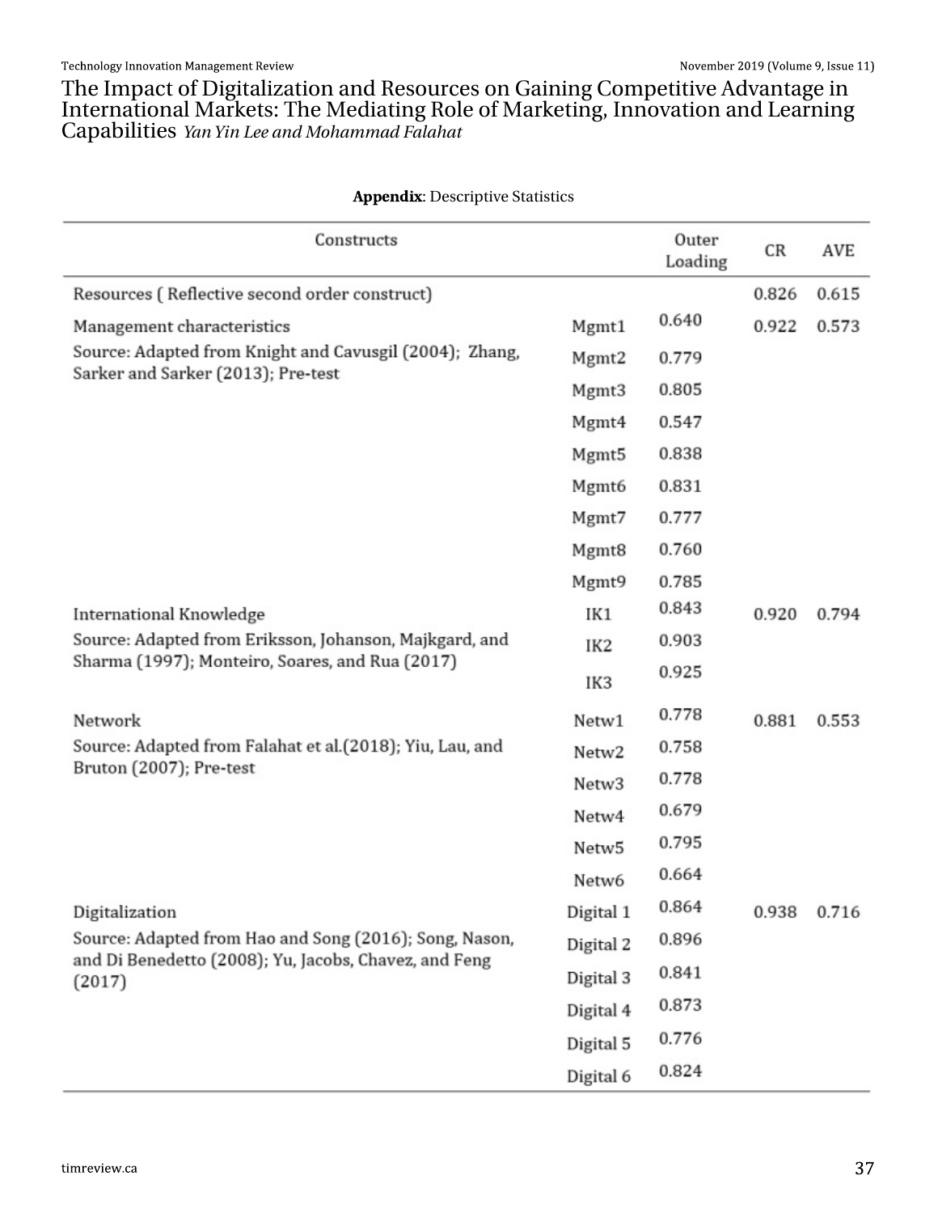**Appendix**: Descriptive Statistics

| Constructs | | Outer Loading | CR | AVE |
|---|---|---|---|---|
| Resources ( Reflective second order construct) | | | 0.826 | 0.615 |
| Management characteristics | Mgmt1 | 0.640 | 0.922 | 0.573 |
| Source: Adapted from Knight and Cavusgil (2004); Zhang, Sarker and Sarker (2013); Pre-test | Mgmt2 | 0.779 | | |
| | Mgmt3 | 0.805 | | |
| | Mgmt4 | 0.547 | | |
| | Mgmt5 | 0.838 | | |
| | Mgmt6 | 0.831 | | |
| | Mgmt7 | 0.777 | | |
| | Mgmt8 | 0.760 | | |
| | Mgmt9 | 0.785 | | |
| International Knowledge | IK1 | 0.843 | 0.920 | 0.794 |
| Source: Adapted from Eriksson, Johanson, Majkgard, and Sharma (1997); Monteiro, Soares, and Rua (2017) | IK2 | 0.903 | | |
| | IK3 | 0.925 | | |
| Network | Netw1 | 0.778 | 0.881 | 0.553 |
| Source: Adapted from Falahat et al.(2018); Yiu, Lau, and Bruton (2007); Pre-test | Netw2 | 0.758 | | |
| | Netw3 | 0.778 | | |
| | Netw4 | 0.679 | | |
| | Netw5 | 0.795 | | |
| | Netw6 | 0.664 | | |
| Digitalization | Digital 1 | 0.864 | 0.938 | 0.716 |
| Source: Adapted from Hao and Song (2016); Song, Nason, and Di Benedetto (2008); Yu, Jacobs, Chavez, and Feng (2017) | Digital 2 | 0.896 | | |
| | Digital 3 | 0.841 | | |
| | Digital 4 | 0.873 | | |
| | Digital 5 | 0.776 | | |
| | Digital 6 | 0.824 | | |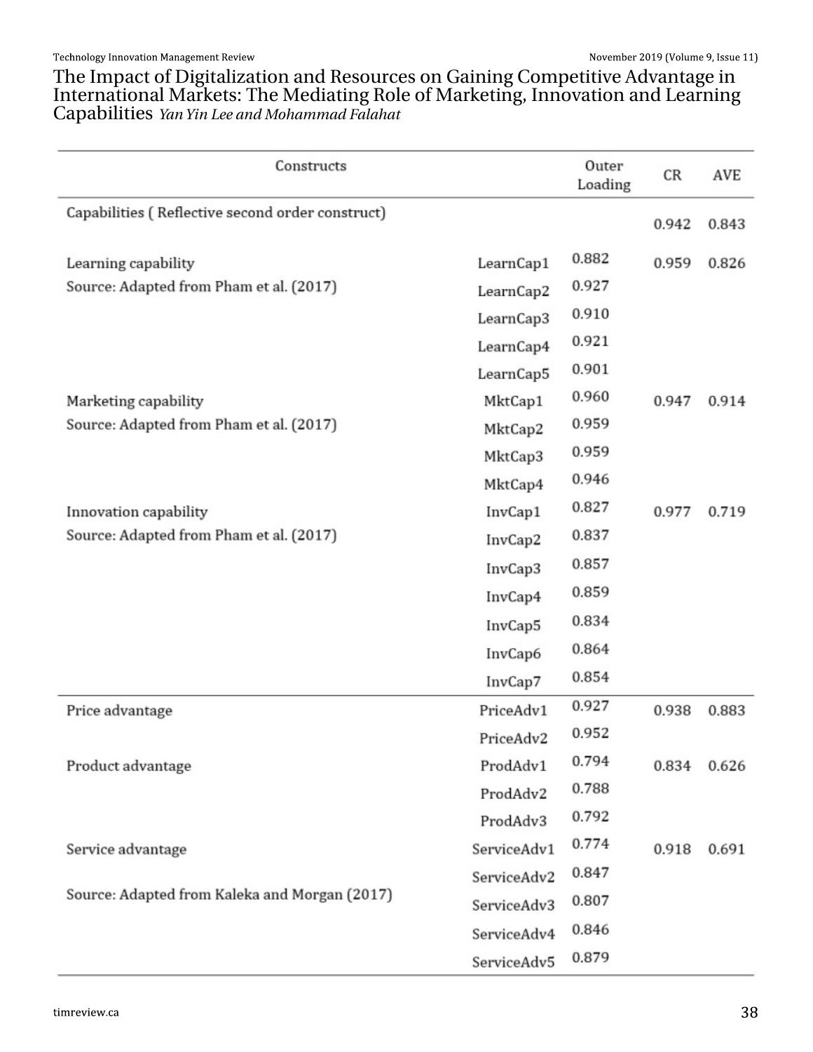| Constructs | | Outer Loading | CR | AVE |
|---|---|---|---|---|
| Capabilities ( Reflective second order construct) | | | 0.942 | 0.843 |
| Learning capability | LearnCap1 | 0.882 | 0.959 | 0.826 |
| Source: Adapted from Pham et al. (2017) | LearnCap2 | 0.927 | | |
| | LearnCap3 | 0.910 | | |
| | LearnCap4 | 0.921 | | |
| | LearnCap5 | 0.901 | | |
| Marketing capability | MktCap1 | 0.960 | 0.947 | 0.914 |
| Source: Adapted from Pham et al. (2017) | MktCap2 | 0.959 | | |
| | MktCap3 | 0.959 | | |
| | MktCap4 | 0.946 | | |
| Innovation capability | InvCap1 | 0.827 | 0.977 | 0.719 |
| Source: Adapted from Pham et al. (2017) | InvCap2 | 0.837 | | |
| | InvCap3 | 0.857 | | |
| | InvCap4 | 0.859 | | |
| | InvCap5 | 0.834 | | |
| | InvCap6 | 0.864 | | |
| | InvCap7 | 0.854 | | |
| Price advantage | PriceAdv1 | 0.927 | 0.938 | 0.883 |
| | PriceAdv2 | 0.952 | | |
| Product advantage | ProdAdv1 | 0.794 | 0.834 | 0.626 |
| | ProdAdv2 | 0.788 | | |
| | ProdAdv3 | 0.792 | | |
| Service advantage | ServiceAdv1 | 0.774 | 0.918 | 0.691 |
| | ServiceAdv2 | 0.847 | | |
| Source: Adapted from Kaleka and Morgan (2017) | ServiceAdv3 | 0.807 | | |
| | ServiceAdv4 | 0.846 | | |
| | ServiceAdv5 | 0.879 | | |